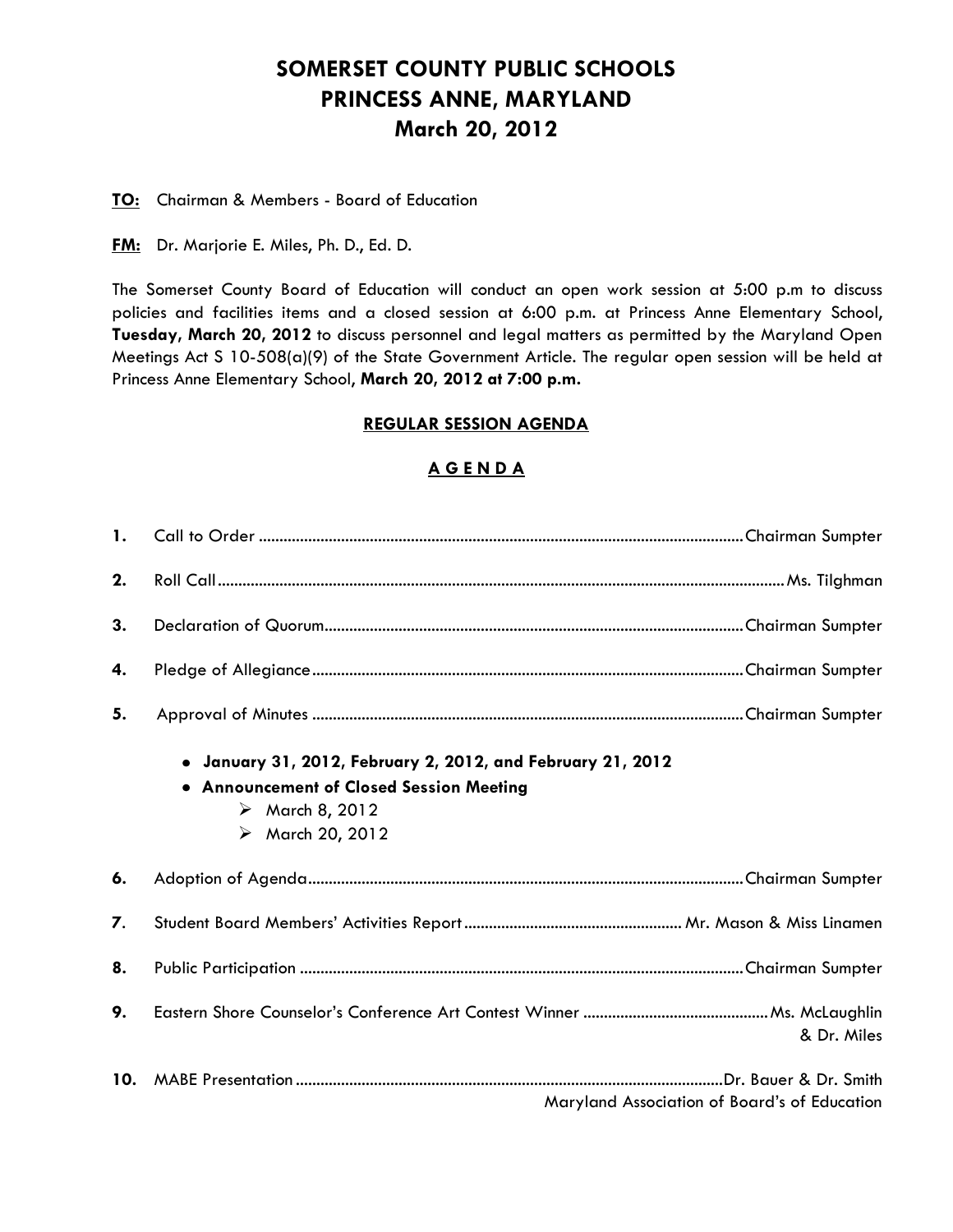# SOMERSET COUNTY PUBLIC SCHOOLS
# PRINCESS ANNE, MARYLAND
# March 20, 2012

**TO:** Chairman & Members - Board of Education

**FM:** Dr. Marjorie E. Miles, Ph. D., Ed. D.

The Somerset County Board of Education will conduct an open work session at 5:00 p.m to discuss policies and facilities items and a closed session at 6:00 p.m. at Princess Anne Elementary School, **Tuesday, March 20, 2012** to discuss personnel and legal matters as permitted by the Maryland Open Meetings Act S 10-508(a)(9) of the State Government Article. The regular open session will be held at Princess Anne Elementary School, **March 20, 2012 at 7:00 p.m.**

## REGULAR SESSION AGENDA

## A G E N D A

1. Call to Order .................................................. Chairman Sumpter
2. Roll Call .................................................. Ms. Tilghman
3. Declaration of Quorum .................................................. Chairman Sumpter
4. Pledge of Allegiance .................................................. Chairman Sumpter
5. Approval of Minutes .................................................. Chairman Sumpter
   - **January 31, 2012, February 2, 2012, and February 21, 2012**
   - **Announcement of Closed Session Meeting**
     - March 8, 2012
     - March 20, 2012
6. Adoption of Agenda .................................................. Chairman Sumpter
7. Student Board Members' Activities Report .................................................. Mr. Mason & Miss Linamen
8. Public Participation .................................................. Chairman Sumpter
9. Eastern Shore Counselor's Conference Art Contest Winner .................................................. Ms. McLaughlin & Dr. Miles
10. MABE Presentation .................................................. Dr. Bauer & Dr. Smith
    Maryland Association of Board's of Education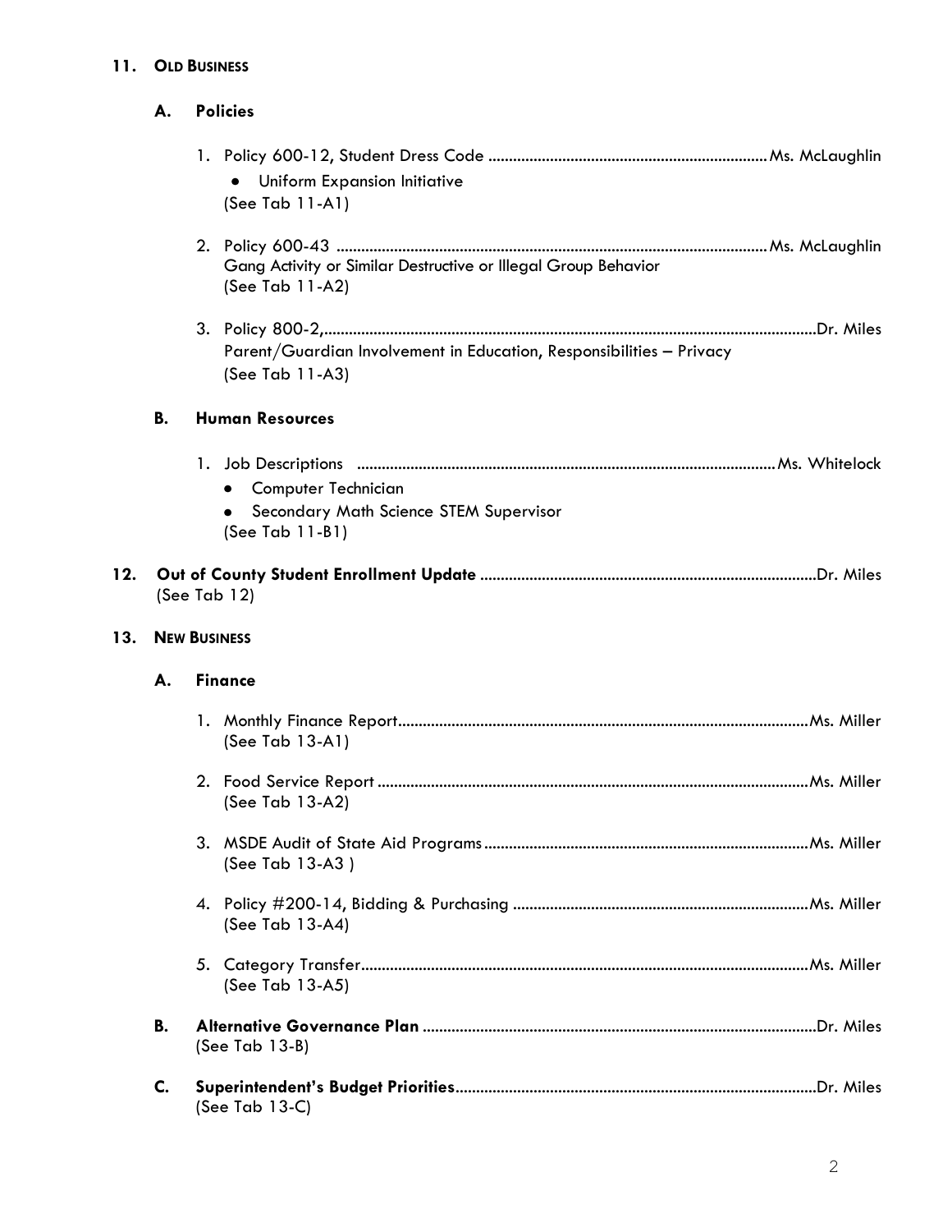**11. OLD BUSINESS**

**A. Policies**

1. Policy 600-12, Student Dress Code .................................................................. Ms. McLaughlin
   - Uniform Expansion Initiative

   (See Tab 11-A1)

2. Policy 600-43 ........................................................................................................ Ms. McLaughlin
   Gang Activity or Similar Destructive or Illegal Group Behavior
   (See Tab 11-A2)

3. Policy 800-2,........................................................................................................................Dr. Miles
   Parent/Guardian Involvement in Education, Responsibilities – Privacy
   (See Tab 11-A3)

**B. Human Resources**

1. Job Descriptions ..................................................................................................... Ms. Whitelock
   - Computer Technician
   - Secondary Math Science STEM Supervisor

   (See Tab 11-B1)

**12. Out of County Student Enrollment Update** .................................................................................Dr. Miles
(See Tab 12)

**13. NEW BUSINESS**

**A. Finance**

1. Monthly Finance Report...................................................................................................Ms. Miller
   (See Tab 13-A1)

2. Food Service Report ........................................................................................................Ms. Miller
   (See Tab 13-A2)

3. MSDE Audit of State Aid Programs ..............................................................................Ms. Miller
   (See Tab 13-A3 )

4. Policy #200-14, Bidding & Purchasing ........................................................................Ms. Miller
   (See Tab 13-A4)

5. Category Transfer............................................................................................................Ms. Miller
   (See Tab 13-A5)

**B. Alternative Governance Plan** ...............................................................................................Dr. Miles
(See Tab 13-B)

**C. Superintendent's Budget Priorities**.......................................................................................Dr. Miles
(See Tab 13-C)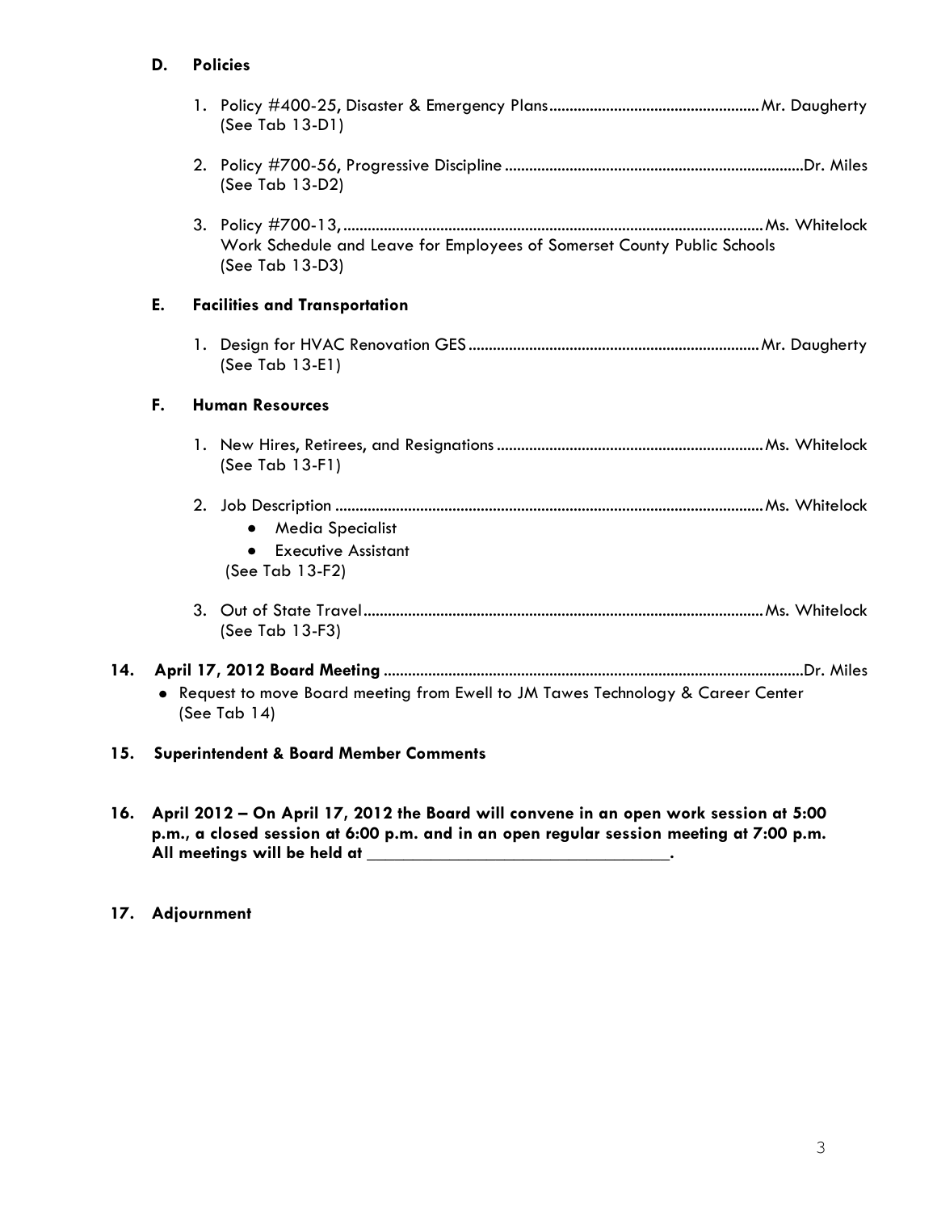**D. Policies**

1. Policy #400-25, Disaster & Emergency Plans ................................................... Mr. Daugherty
   (See Tab 13-D1)

2. Policy #700-56, Progressive Discipline ......................................................................... Dr. Miles
   (See Tab 13-D2)

3. Policy #700-13, ...................................................................................................... Ms. Whitelock
   Work Schedule and Leave for Employees of Somerset County Public Schools
   (See Tab 13-D3)

**E. Facilities and Transportation**

1. Design for HVAC Renovation GES ....................................................................... Mr. Daugherty
   (See Tab 13-E1)

**F. Human Resources**

1. New Hires, Retirees, and Resignations ................................................................. Ms. Whitelock
   (See Tab 13-F1)

2. Job Description ......................................................................................................... Ms. Whitelock
   - Media Specialist
   - Executive Assistant

   (See Tab 13-F2)

3. Out of State Travel ................................................................................................. Ms. Whitelock
   (See Tab 13-F3)

**14. April 17, 2012 Board Meeting** ...................................................................................................... Dr. Miles

- Request to move Board meeting from Ewell to JM Tawes Technology & Career Center (See Tab 14)

**15. Superintendent & Board Member Comments**

**16. April 2012 – On April 17, 2012 the Board will convene in an open work session at 5:00 p.m., a closed session at 6:00 p.m. and in an open regular session meeting at 7:00 p.m. All meetings will be held at \_\_\_\_\_\_\_\_\_\_\_\_\_\_\_\_\_\_\_\_\_\_\_\_\_\_\_\_\_\_\_\_\_\_\_.**

**17. Adjournment**